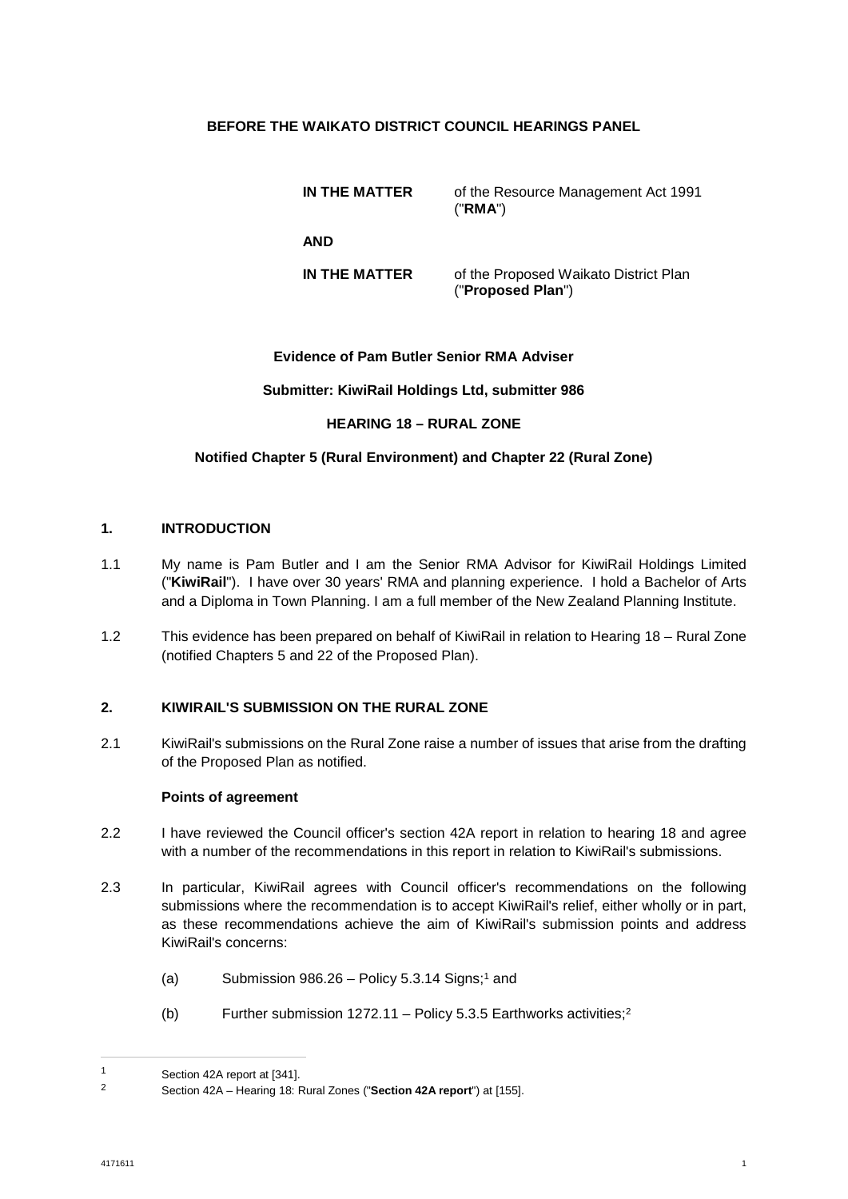**BEFORE THE WAIKATO DISTRICT COUNCIL HEARINGS PANEL**

| | |
|---|---|
| **IN THE MATTER** | of the Resource Management Act 1991 ("**RMA**") |
| **AND** | |
| **IN THE MATTER** | of the Proposed Waikato District Plan ("**Proposed Plan**") |

**Evidence of Pam Butler Senior RMA Adviser**

**Submitter: KiwiRail Holdings Ltd, submitter 986**

**HEARING 18 – RURAL ZONE**

**Notified Chapter 5 (Rural Environment) and Chapter 22 (Rural Zone)**

## 1. INTRODUCTION

1.1 My name is Pam Butler and I am the Senior RMA Advisor for KiwiRail Holdings Limited ("**KiwiRail**"). I have over 30 years' RMA and planning experience. I hold a Bachelor of Arts and a Diploma in Town Planning. I am a full member of the New Zealand Planning Institute.

1.2 This evidence has been prepared on behalf of KiwiRail in relation to Hearing 18 – Rural Zone (notified Chapters 5 and 22 of the Proposed Plan).

## 2. KIWIRAIL'S SUBMISSION ON THE RURAL ZONE

2.1 KiwiRail's submissions on the Rural Zone raise a number of issues that arise from the drafting of the Proposed Plan as notified.

### Points of agreement

2.2 I have reviewed the Council officer's section 42A report in relation to hearing 18 and agree with a number of the recommendations in this report in relation to KiwiRail's submissions.

2.3 In particular, KiwiRail agrees with Council officer's recommendations on the following submissions where the recommendation is to accept KiwiRail's relief, either wholly or in part, as these recommendations achieve the aim of KiwiRail's submission points and address KiwiRail's concerns:

(a) Submission 986.26 – Policy 5.3.14 Signs;[1] and

(b) Further submission 1272.11 – Policy 5.3.5 Earthworks activities;[2]

---

[1] Section 42A report at [341].

[2] Section 42A – Hearing 18: Rural Zones ("**Section 42A report**") at [155].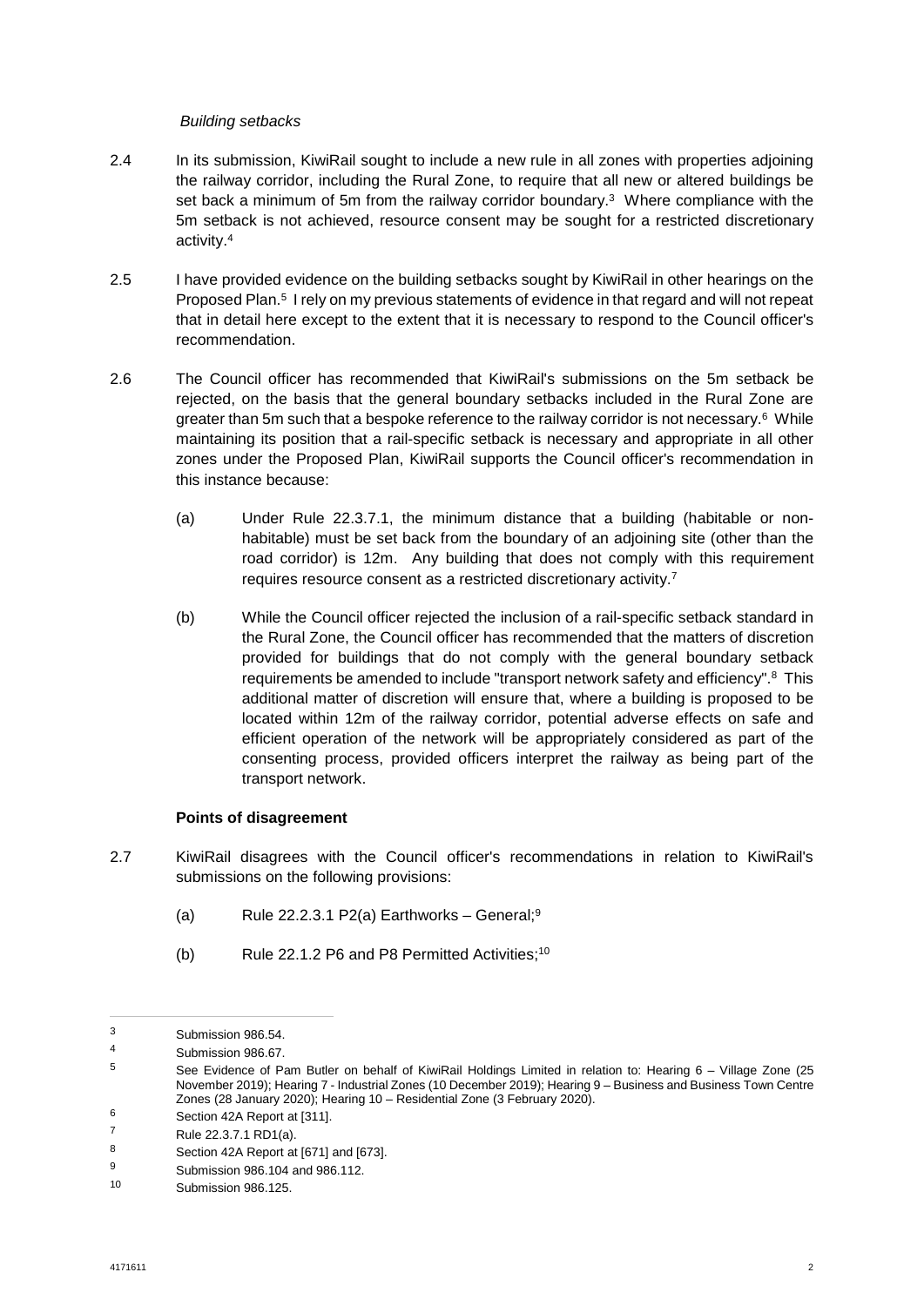*Building setbacks*

2.4 In its submission, KiwiRail sought to include a new rule in all zones with properties adjoining the railway corridor, including the Rural Zone, to require that all new or altered buildings be set back a minimum of 5m from the railway corridor boundary.[3] Where compliance with the 5m setback is not achieved, resource consent may be sought for a restricted discretionary activity.[4]

2.5 I have provided evidence on the building setbacks sought by KiwiRail in other hearings on the Proposed Plan.[5] I rely on my previous statements of evidence in that regard and will not repeat that in detail here except to the extent that it is necessary to respond to the Council officer's recommendation.

2.6 The Council officer has recommended that KiwiRail's submissions on the 5m setback be rejected, on the basis that the general boundary setbacks included in the Rural Zone are greater than 5m such that a bespoke reference to the railway corridor is not necessary.[6] While maintaining its position that a rail-specific setback is necessary and appropriate in all other zones under the Proposed Plan, KiwiRail supports the Council officer's recommendation in this instance because:

(a) Under Rule 22.3.7.1, the minimum distance that a building (habitable or non-habitable) must be set back from the boundary of an adjoining site (other than the road corridor) is 12m. Any building that does not comply with this requirement requires resource consent as a restricted discretionary activity.[7]

(b) While the Council officer rejected the inclusion of a rail-specific setback standard in the Rural Zone, the Council officer has recommended that the matters of discretion provided for buildings that do not comply with the general boundary setback requirements be amended to include "transport network safety and efficiency".[8] This additional matter of discretion will ensure that, where a building is proposed to be located within 12m of the railway corridor, potential adverse effects on safe and efficient operation of the network will be appropriately considered as part of the consenting process, provided officers interpret the railway as being part of the transport network.

**Points of disagreement**

2.7 KiwiRail disagrees with the Council officer's recommendations in relation to KiwiRail's submissions on the following provisions:

(a) Rule 22.2.3.1 P2(a) Earthworks – General;[9]

(b) Rule 22.1.2 P6 and P8 Permitted Activities;[10]

---

[3] Submission 986.54.

[4] Submission 986.67.

[5] See Evidence of Pam Butler on behalf of KiwiRail Holdings Limited in relation to: Hearing 6 – Village Zone (25 November 2019); Hearing 7 - Industrial Zones (10 December 2019); Hearing 9 – Business and Business Town Centre Zones (28 January 2020); Hearing 10 – Residential Zone (3 February 2020).

[6] Section 42A Report at [311].

[7] Rule 22.3.7.1 RD1(a).

[8] Section 42A Report at [671] and [673].

[9] Submission 986.104 and 986.112.

[10] Submission 986.125.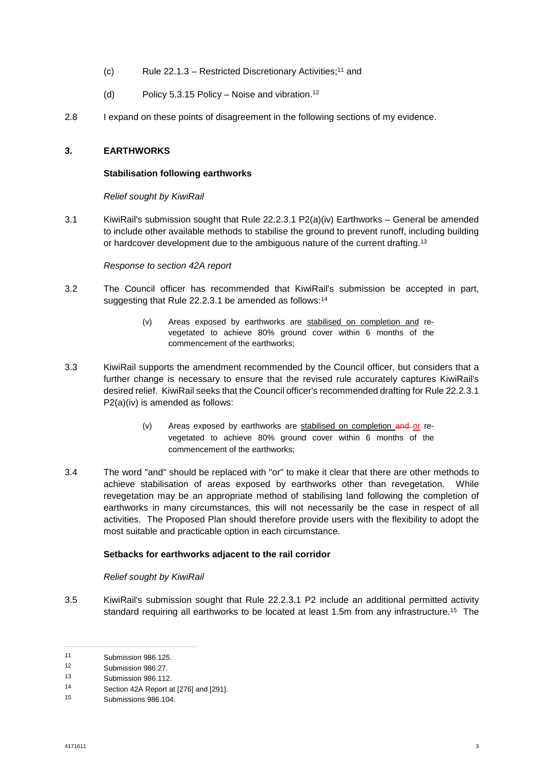(c) Rule 22.1.3 – Restricted Discretionary Activities;[11] and

(d) Policy 5.3.15 Policy – Noise and vibration.[12]

2.8 I expand on these points of disagreement in the following sections of my evidence.

## 3. EARTHWORKS

### Stabilisation following earthworks

*Relief sought by KiwiRail*

3.1 KiwiRail's submission sought that Rule 22.2.3.1 P2(a)(iv) Earthworks – General be amended to include other available methods to stabilise the ground to prevent runoff, including building or hardcover development due to the ambiguous nature of the current drafting.[13]

*Response to section 42A report*

3.2 The Council officer has recommended that KiwiRail's submission be accepted in part, suggesting that Rule 22.2.3.1 be amended as follows:[14]

> (v) Areas exposed by earthworks are <u>stabilised on completion and</u> re-vegetated to achieve 80% ground cover within 6 months of the commencement of the earthworks;

3.3 KiwiRail supports the amendment recommended by the Council officer, but considers that a further change is necessary to ensure that the revised rule accurately captures KiwiRail's desired relief. KiwiRail seeks that the Council officer's recommended drafting for Rule 22.2.3.1 P2(a)(iv) is amended as follows:

> (v) Areas exposed by earthworks are <u>stabilised on completion</u> ~~and~~ <u>or</u> re-vegetated to achieve 80% ground cover within 6 months of the commencement of the earthworks;

3.4 The word "and" should be replaced with "or" to make it clear that there are other methods to achieve stabilisation of areas exposed by earthworks other than revegetation. While revegetation may be an appropriate method of stabilising land following the completion of earthworks in many circumstances, this will not necessarily be the case in respect of all activities. The Proposed Plan should therefore provide users with the flexibility to adopt the most suitable and practicable option in each circumstance.

### Setbacks for earthworks adjacent to the rail corridor

*Relief sought by KiwiRail*

3.5 KiwiRail's submission sought that Rule 22.2.3.1 P2 include an additional permitted activity standard requiring all earthworks to be located at least 1.5m from any infrastructure.[15] The

---

[11] Submission 986.125.

[12] Submission 986.27.

[13] Submission 986.112.

[14] Section 42A Report at [276] and [291].

[15] Submissions 986.104.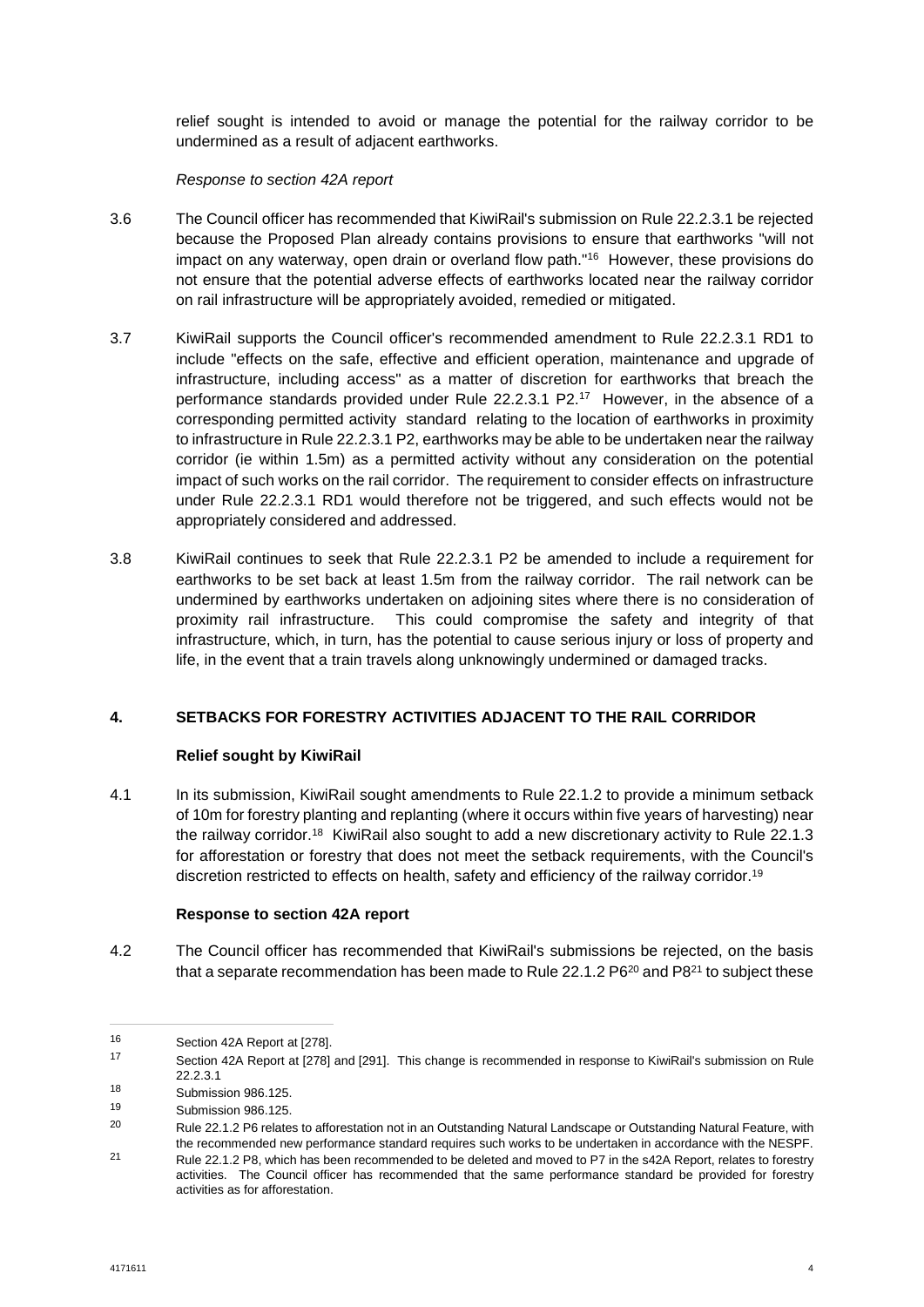relief sought is intended to avoid or manage the potential for the railway corridor to be undermined as a result of adjacent earthworks.

*Response to section 42A report*

3.6 The Council officer has recommended that KiwiRail's submission on Rule 22.2.3.1 be rejected because the Proposed Plan already contains provisions to ensure that earthworks "will not impact on any waterway, open drain or overland flow path."[16] However, these provisions do not ensure that the potential adverse effects of earthworks located near the railway corridor on rail infrastructure will be appropriately avoided, remedied or mitigated.

3.7 KiwiRail supports the Council officer's recommended amendment to Rule 22.2.3.1 RD1 to include "effects on the safe, effective and efficient operation, maintenance and upgrade of infrastructure, including access" as a matter of discretion for earthworks that breach the performance standards provided under Rule 22.2.3.1 P2.[17] However, in the absence of a corresponding permitted activity standard relating to the location of earthworks in proximity to infrastructure in Rule 22.2.3.1 P2, earthworks may be able to be undertaken near the railway corridor (ie within 1.5m) as a permitted activity without any consideration on the potential impact of such works on the rail corridor. The requirement to consider effects on infrastructure under Rule 22.2.3.1 RD1 would therefore not be triggered, and such effects would not be appropriately considered and addressed.

3.8 KiwiRail continues to seek that Rule 22.2.3.1 P2 be amended to include a requirement for earthworks to be set back at least 1.5m from the railway corridor. The rail network can be undermined by earthworks undertaken on adjoining sites where there is no consideration of proximity rail infrastructure. This could compromise the safety and integrity of that infrastructure, which, in turn, has the potential to cause serious injury or loss of property and life, in the event that a train travels along unknowingly undermined or damaged tracks.

## 4. SETBACKS FOR FORESTRY ACTIVITIES ADJACENT TO THE RAIL CORRIDOR

### Relief sought by KiwiRail

4.1 In its submission, KiwiRail sought amendments to Rule 22.1.2 to provide a minimum setback of 10m for forestry planting and replanting (where it occurs within five years of harvesting) near the railway corridor.[18] KiwiRail also sought to add a new discretionary activity to Rule 22.1.3 for afforestation or forestry that does not meet the setback requirements, with the Council's discretion restricted to effects on health, safety and efficiency of the railway corridor.[19]

### Response to section 42A report

4.2 The Council officer has recommended that KiwiRail's submissions be rejected, on the basis that a separate recommendation has been made to Rule 22.1.2 P6[20] and P8[21] to subject these

---

[16] Section 42A Report at [278].

[17] Section 42A Report at [278] and [291]. This change is recommended in response to KiwiRail's submission on Rule 22.2.3.1

[18] Submission 986.125.

[19] Submission 986.125.

[20] Rule 22.1.2 P6 relates to afforestation not in an Outstanding Natural Landscape or Outstanding Natural Feature, with the recommended new performance standard requires such works to be undertaken in accordance with the NESPF.

[21] Rule 22.1.2 P8, which has been recommended to be deleted and moved to P7 in the s42A Report, relates to forestry activities. The Council officer has recommended that the same performance standard be provided for forestry activities as for afforestation.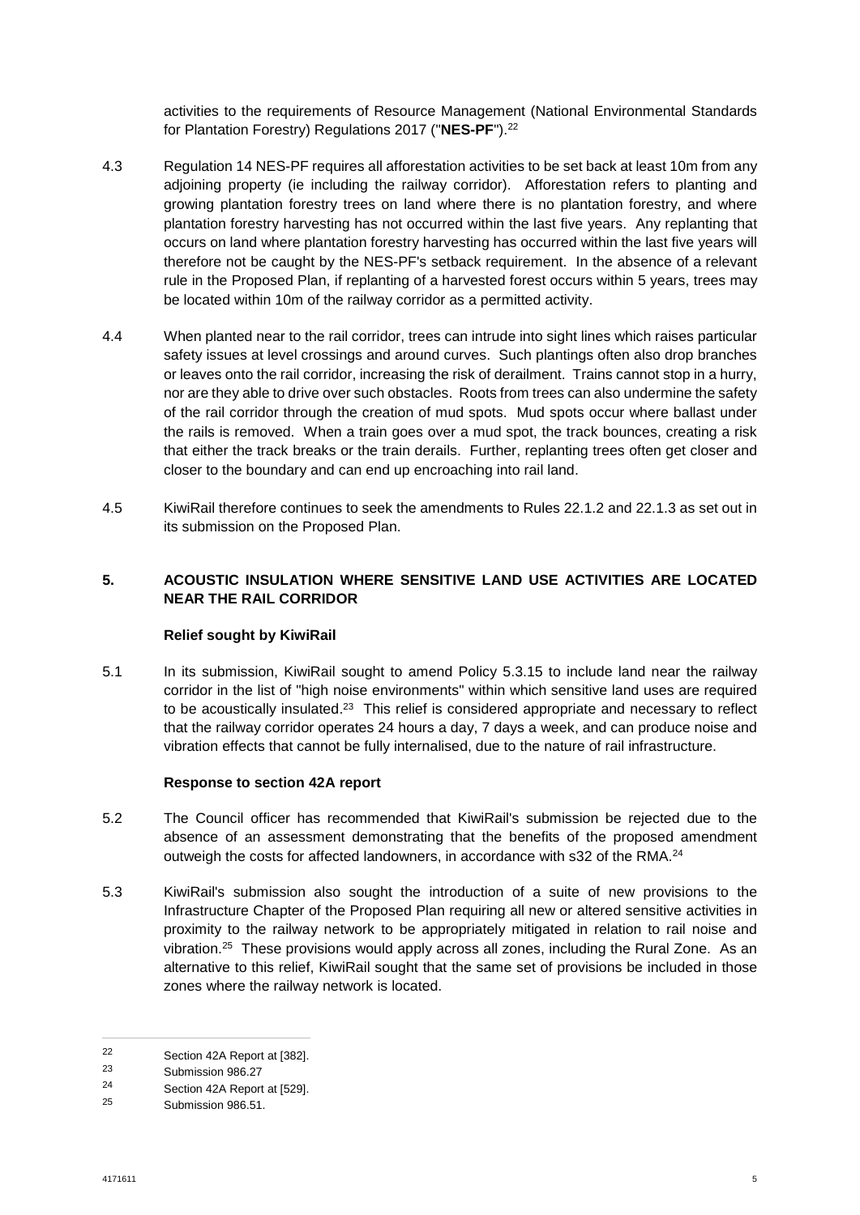activities to the requirements of Resource Management (National Environmental Standards for Plantation Forestry) Regulations 2017 ("**NES-PF**").[22]

4.3 Regulation 14 NES-PF requires all afforestation activities to be set back at least 10m from any adjoining property (ie including the railway corridor). Afforestation refers to planting and growing plantation forestry trees on land where there is no plantation forestry, and where plantation forestry harvesting has not occurred within the last five years. Any replanting that occurs on land where plantation forestry harvesting has occurred within the last five years will therefore not be caught by the NES-PF's setback requirement. In the absence of a relevant rule in the Proposed Plan, if replanting of a harvested forest occurs within 5 years, trees may be located within 10m of the railway corridor as a permitted activity.

4.4 When planted near to the rail corridor, trees can intrude into sight lines which raises particular safety issues at level crossings and around curves. Such plantings often also drop branches or leaves onto the rail corridor, increasing the risk of derailment. Trains cannot stop in a hurry, nor are they able to drive over such obstacles. Roots from trees can also undermine the safety of the rail corridor through the creation of mud spots. Mud spots occur where ballast under the rails is removed. When a train goes over a mud spot, the track bounces, creating a risk that either the track breaks or the train derails. Further, replanting trees often get closer and closer to the boundary and can end up encroaching into rail land.

4.5 KiwiRail therefore continues to seek the amendments to Rules 22.1.2 and 22.1.3 as set out in its submission on the Proposed Plan.

## 5. ACOUSTIC INSULATION WHERE SENSITIVE LAND USE ACTIVITIES ARE LOCATED NEAR THE RAIL CORRIDOR

### Relief sought by KiwiRail

5.1 In its submission, KiwiRail sought to amend Policy 5.3.15 to include land near the railway corridor in the list of "high noise environments" within which sensitive land uses are required to be acoustically insulated.[23] This relief is considered appropriate and necessary to reflect that the railway corridor operates 24 hours a day, 7 days a week, and can produce noise and vibration effects that cannot be fully internalised, due to the nature of rail infrastructure.

### Response to section 42A report

5.2 The Council officer has recommended that KiwiRail's submission be rejected due to the absence of an assessment demonstrating that the benefits of the proposed amendment outweigh the costs for affected landowners, in accordance with s32 of the RMA.[24]

5.3 KiwiRail's submission also sought the introduction of a suite of new provisions to the Infrastructure Chapter of the Proposed Plan requiring all new or altered sensitive activities in proximity to the railway network to be appropriately mitigated in relation to rail noise and vibration.[25] These provisions would apply across all zones, including the Rural Zone. As an alternative to this relief, KiwiRail sought that the same set of provisions be included in those zones where the railway network is located.

---

[22] Section 42A Report at [382].

[23] Submission 986.27

[24] Section 42A Report at [529].

[25] Submission 986.51.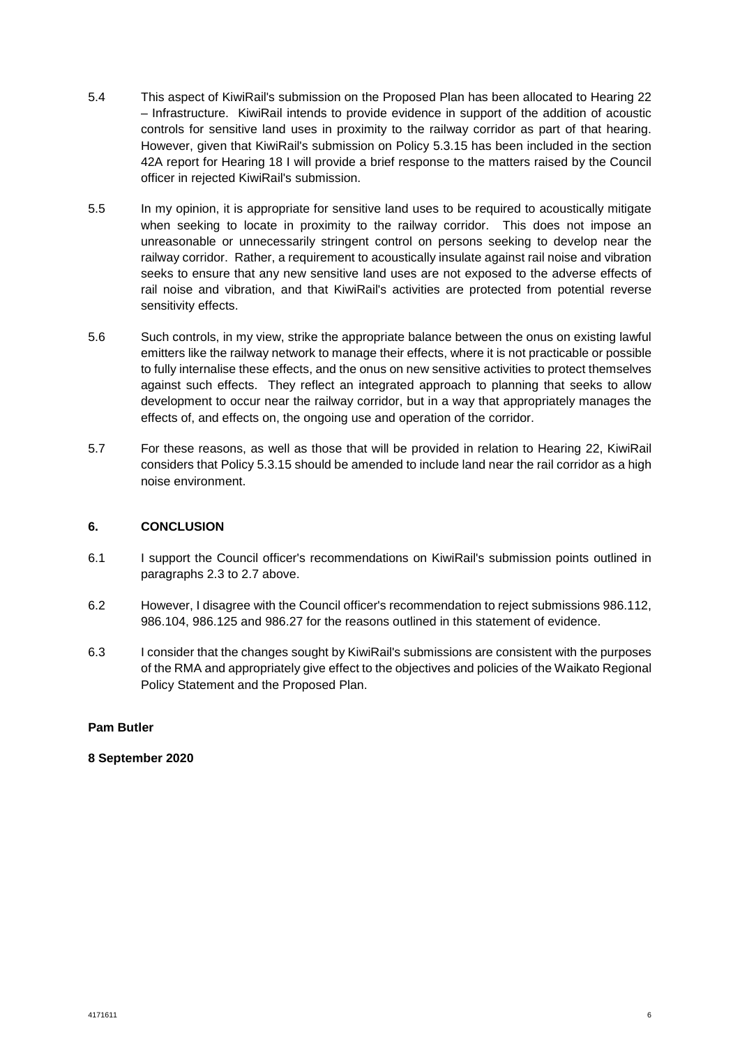5.4 This aspect of KiwiRail's submission on the Proposed Plan has been allocated to Hearing 22 – Infrastructure. KiwiRail intends to provide evidence in support of the addition of acoustic controls for sensitive land uses in proximity to the railway corridor as part of that hearing. However, given that KiwiRail's submission on Policy 5.3.15 has been included in the section 42A report for Hearing 18 I will provide a brief response to the matters raised by the Council officer in rejected KiwiRail's submission.

5.5 In my opinion, it is appropriate for sensitive land uses to be required to acoustically mitigate when seeking to locate in proximity to the railway corridor. This does not impose an unreasonable or unnecessarily stringent control on persons seeking to develop near the railway corridor. Rather, a requirement to acoustically insulate against rail noise and vibration seeks to ensure that any new sensitive land uses are not exposed to the adverse effects of rail noise and vibration, and that KiwiRail's activities are protected from potential reverse sensitivity effects.

5.6 Such controls, in my view, strike the appropriate balance between the onus on existing lawful emitters like the railway network to manage their effects, where it is not practicable or possible to fully internalise these effects, and the onus on new sensitive activities to protect themselves against such effects. They reflect an integrated approach to planning that seeks to allow development to occur near the railway corridor, but in a way that appropriately manages the effects of, and effects on, the ongoing use and operation of the corridor.

5.7 For these reasons, as well as those that will be provided in relation to Hearing 22, KiwiRail considers that Policy 5.3.15 should be amended to include land near the rail corridor as a high noise environment.

## 6. CONCLUSION

6.1 I support the Council officer's recommendations on KiwiRail's submission points outlined in paragraphs 2.3 to 2.7 above.

6.2 However, I disagree with the Council officer's recommendation to reject submissions 986.112, 986.104, 986.125 and 986.27 for the reasons outlined in this statement of evidence.

6.3 I consider that the changes sought by KiwiRail's submissions are consistent with the purposes of the RMA and appropriately give effect to the objectives and policies of the Waikato Regional Policy Statement and the Proposed Plan.

**Pam Butler**

**8 September 2020**